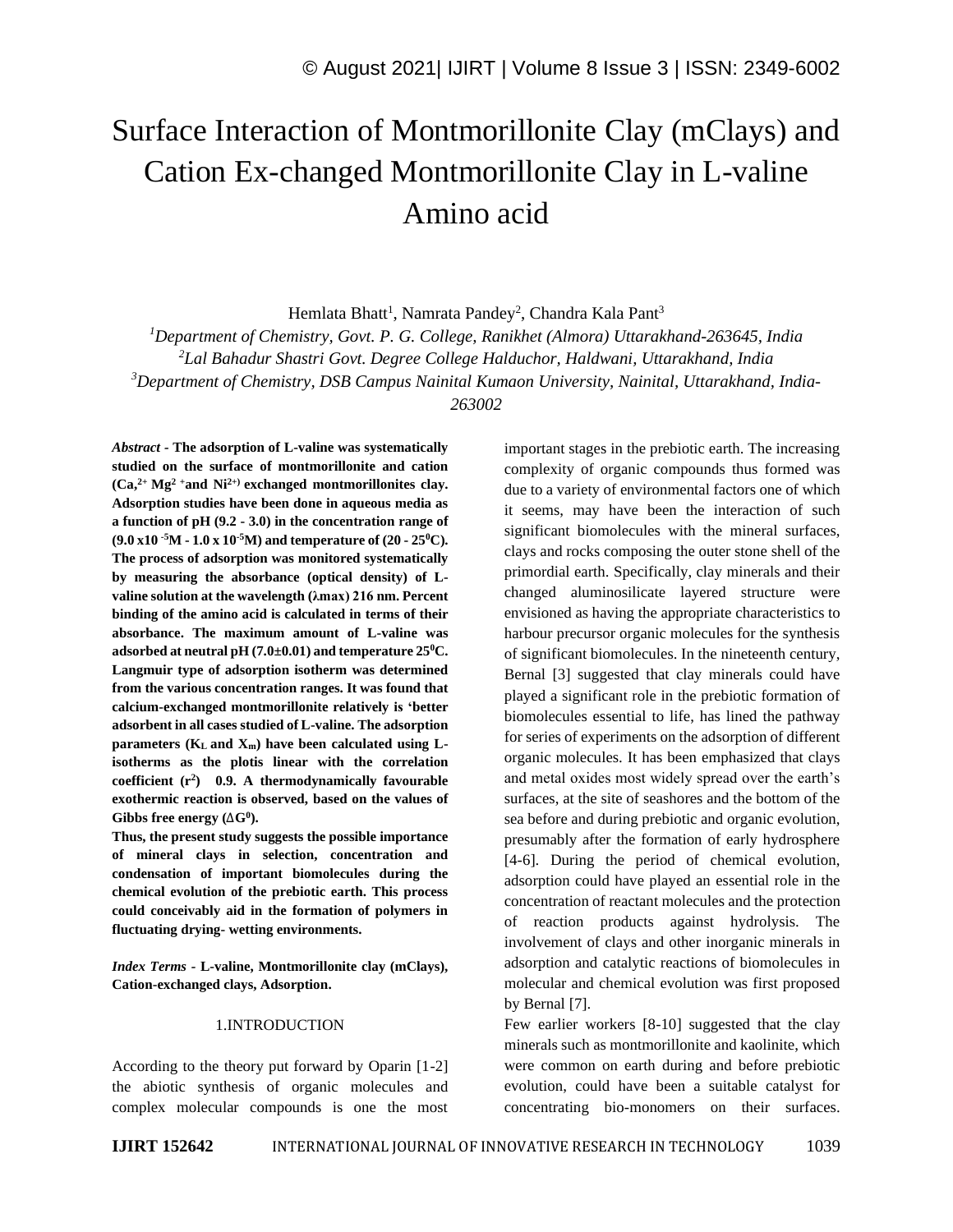# Surface Interaction of Montmorillonite Clay (mClays) and Cation Ex-changed Montmorillonite Clay in L-valine Amino acid

Hemlata Bhatt[1], Namrata Pandey[2], Chandra Kala Pant[3]

[1]*Department of Chemistry, Govt. P. G. College, Ranikhet (Almora) Uttarakhand-263645, India*

[2]*Lal Bahadur Shastri Govt. Degree College Halduchor, Haldwani, Uttarakhand, India*

[3]*Department of Chemistry, DSB Campus Nainital Kumaon University, Nainital, Uttarakhand, India-263002*

***Abstract* - The adsorption of L-valine was systematically studied on the surface of montmorillonite and cation ($Ca^{2+}$, $Mg^{2+}$ and $Ni^{2+}$) exchanged montmorillonites clay. Adsorption studies have been done in aqueous media as a function of pH (9.2 - 3.0) in the concentration range of ($9.0 \times 10^{-5}$M - $1.0 \times 10^{-5}$M) and temperature of (20 - 25$^0$C). The process of adsorption was monitored systematically by measuring the absorbance (optical density) of L-valine solution at the wavelength (λmax) 216 nm. Percent binding of the amino acid is calculated in terms of their absorbance. The maximum amount of L-valine was adsorbed at neutral pH (7.0±0.01) and temperature 25$^0$C. Langmuir type of adsorption isotherm was determined from the various concentration ranges. It was found that calcium-exchanged montmorillonite relatively is 'better adsorbent in all cases studied of L-valine. The adsorption parameters ($K_L$ and $X_m$) have been calculated using L-isotherms as the plotis linear with the correlation coefficient ($r^2$) 0.9. A thermodynamically favourable exothermic reaction is observed, based on the values of Gibbs free energy ($\Delta G^0$).**

**Thus, the present study suggests the possible importance of mineral clays in selection, concentration and condensation of important biomolecules during the chemical evolution of the prebiotic earth. This process could conceivably aid in the formation of polymers in fluctuating drying- wetting environments.**

***Index Terms* - L-valine, Montmorillonite clay (mClays), Cation-exchanged clays, Adsorption.**

## 1.INTRODUCTION

According to the theory put forward by Oparin [1-2] the abiotic synthesis of organic molecules and complex molecular compounds is one the most important stages in the prebiotic earth. The increasing complexity of organic compounds thus formed was due to a variety of environmental factors one of which it seems, may have been the interaction of such significant biomolecules with the mineral surfaces, clays and rocks composing the outer stone shell of the primordial earth. Specifically, clay minerals and their changed aluminosilicate layered structure were envisioned as having the appropriate characteristics to harbour precursor organic molecules for the synthesis of significant biomolecules. In the nineteenth century, Bernal [3] suggested that clay minerals could have played a significant role in the prebiotic formation of biomolecules essential to life, has lined the pathway for series of experiments on the adsorption of different organic molecules. It has been emphasized that clays and metal oxides most widely spread over the earth's surfaces, at the site of seashores and the bottom of the sea before and during prebiotic and organic evolution, presumably after the formation of early hydrosphere [4-6]. During the period of chemical evolution, adsorption could have played an essential role in the concentration of reactant molecules and the protection of reaction products against hydrolysis. The involvement of clays and other inorganic minerals in adsorption and catalytic reactions of biomolecules in molecular and chemical evolution was first proposed by Bernal [7].

Few earlier workers [8-10] suggested that the clay minerals such as montmorillonite and kaolinite, which were common on earth during and before prebiotic evolution, could have been a suitable catalyst for concentrating bio-monomers on their surfaces.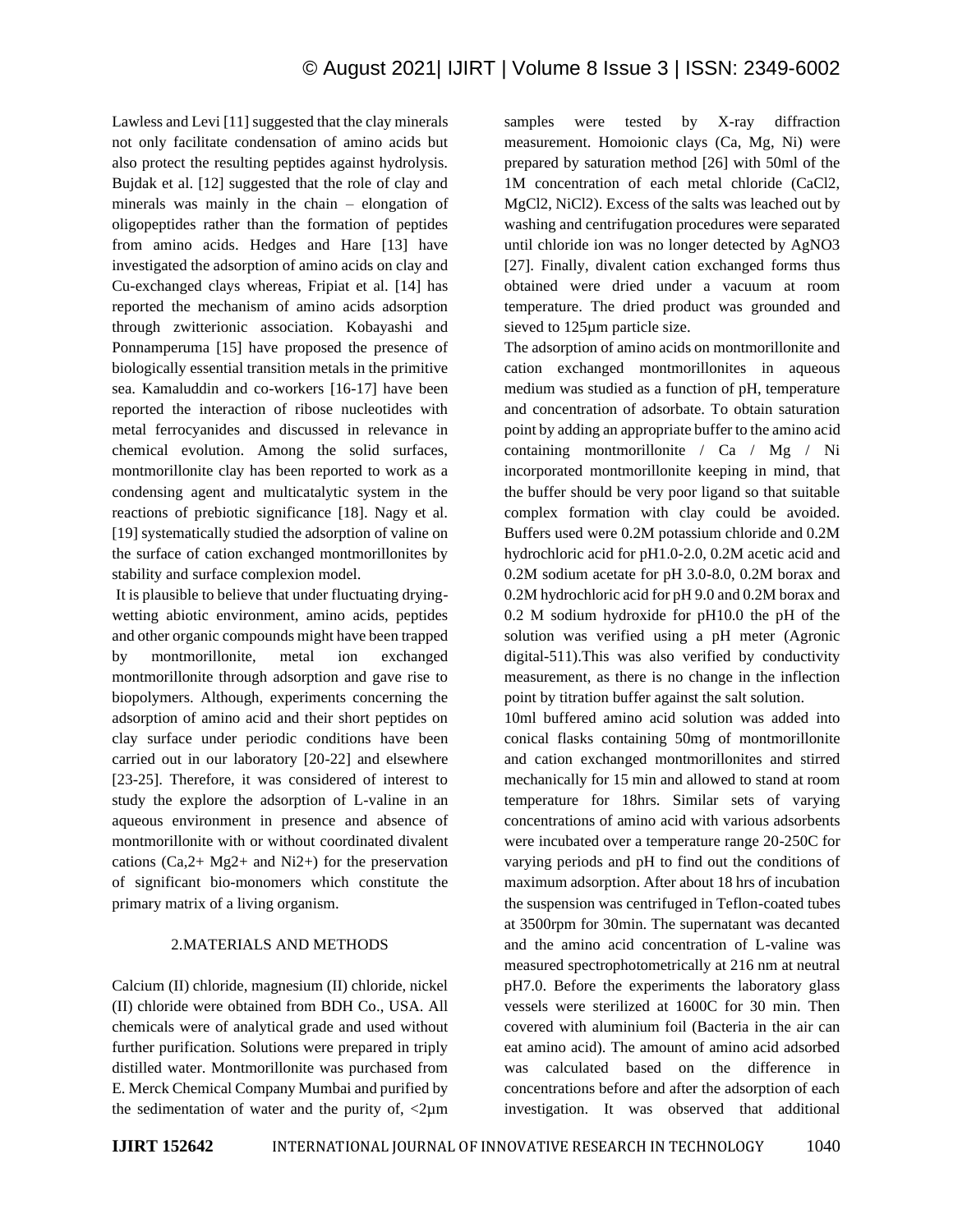Lawless and Levi [11] suggested that the clay minerals not only facilitate condensation of amino acids but also protect the resulting peptides against hydrolysis. Bujdak et al. [12] suggested that the role of clay and minerals was mainly in the chain – elongation of oligopeptides rather than the formation of peptides from amino acids. Hedges and Hare [13] have investigated the adsorption of amino acids on clay and Cu-exchanged clays whereas, Fripiat et al. [14] has reported the mechanism of amino acids adsorption through zwitterionic association. Kobayashi and Ponnamperuma [15] have proposed the presence of biologically essential transition metals in the primitive sea. Kamaluddin and co-workers [16-17] have been reported the interaction of ribose nucleotides with metal ferrocyanides and discussed in relevance in chemical evolution. Among the solid surfaces, montmorillonite clay has been reported to work as a condensing agent and multicatalytic system in the reactions of prebiotic significance [18]. Nagy et al. [19] systematically studied the adsorption of valine on the surface of cation exchanged montmorillonites by stability and surface complexion model.

It is plausible to believe that under fluctuating drying-wetting abiotic environment, amino acids, peptides and other organic compounds might have been trapped by montmorillonite, metal ion exchanged montmorillonite through adsorption and gave rise to biopolymers. Although, experiments concerning the adsorption of amino acid and their short peptides on clay surface under periodic conditions have been carried out in our laboratory [20-22] and elsewhere [23-25]. Therefore, it was considered of interest to study the explore the adsorption of L-valine in an aqueous environment in presence and absence of montmorillonite with or without coordinated divalent cations ($Ca^{2+}$, $Mg^{2+}$ and $Ni^{2+}$) for the preservation of significant bio-monomers which constitute the primary matrix of a living organism.

## 2.MATERIALS AND METHODS

Calcium (II) chloride, magnesium (II) chloride, nickel (II) chloride were obtained from BDH Co., USA. All chemicals were of analytical grade and used without further purification. Solutions were prepared in triply distilled water. Montmorillonite was purchased from E. Merck Chemical Company Mumbai and purified by the sedimentation of water and the purity of, <2µm samples were tested by X-ray diffraction measurement. Homoionic clays (Ca, Mg, Ni) were prepared by saturation method [26] with 50ml of the 1M concentration of each metal chloride ($CaCl_2$, $MgCl_2$, $NiCl_2$). Excess of the salts was leached out by washing and centrifugation procedures were separated until chloride ion was no longer detected by $AgNO_3$ [27]. Finally, divalent cation exchanged forms thus obtained were dried under a vacuum at room temperature. The dried product was grounded and sieved to 125µm particle size.

The adsorption of amino acids on montmorillonite and cation exchanged montmorillonites in aqueous medium was studied as a function of pH, temperature and concentration of adsorbate. To obtain saturation point by adding an appropriate buffer to the amino acid containing montmorillonite / Ca / Mg / Ni incorporated montmorillonite keeping in mind, that the buffer should be very poor ligand so that suitable complex formation with clay could be avoided. Buffers used were 0.2M potassium chloride and 0.2M hydrochloric acid for pH1.0-2.0, 0.2M acetic acid and 0.2M sodium acetate for pH 3.0-8.0, 0.2M borax and 0.2M hydrochloric acid for pH 9.0 and 0.2M borax and 0.2 M sodium hydroxide for pH10.0 the pH of the solution was verified using a pH meter (Agronic digital-511).This was also verified by conductivity measurement, as there is no change in the inflection point by titration buffer against the salt solution.

10ml buffered amino acid solution was added into conical flasks containing 50mg of montmorillonite and cation exchanged montmorillonites and stirred mechanically for 15 min and allowed to stand at room temperature for 18hrs. Similar sets of varying concentrations of amino acid with various adsorbents were incubated over a temperature range 20-25$^0$C for varying periods and pH to find out the conditions of maximum adsorption. After about 18 hrs of incubation the suspension was centrifuged in Teflon-coated tubes at 3500rpm for 30min. The supernatant was decanted and the amino acid concentration of L-valine was measured spectrophotometrically at 216 nm at neutral pH7.0. Before the experiments the laboratory glass vessels were sterilized at 160$^0$C for 30 min. Then covered with aluminium foil (Bacteria in the air can eat amino acid). The amount of amino acid adsorbed was calculated based on the difference in concentrations before and after the adsorption of each investigation. It was observed that additional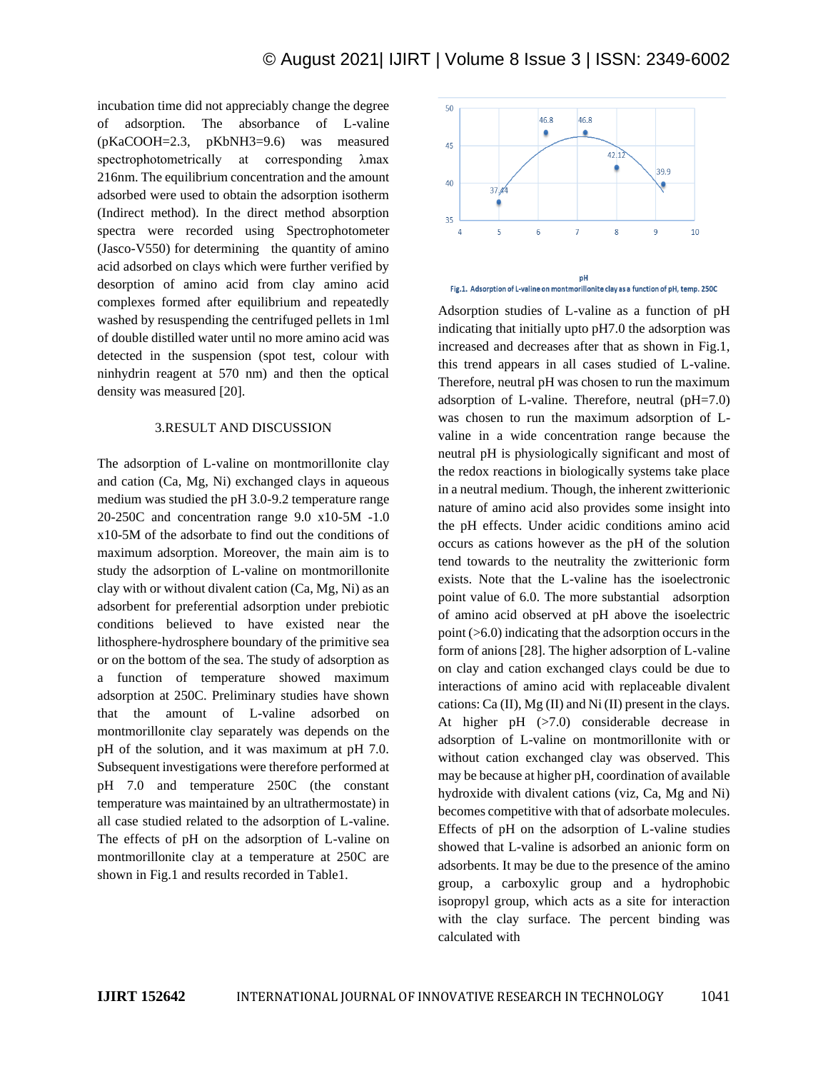incubation time did not appreciably change the degree of adsorption. The absorbance of L-valine ($pKa_{COOH}$=2.3, $pKb_{NH3}$=9.6) was measured spectrophotometrically at corresponding λmax 216nm. The equilibrium concentration and the amount adsorbed were used to obtain the adsorption isotherm (Indirect method). In the direct method absorption spectra were recorded using Spectrophotometer (Jasco-V550) for determining the quantity of amino acid adsorbed on clays which were further verified by desorption of amino acid from clay amino acid complexes formed after equilibrium and repeatedly washed by resuspending the centrifuged pellets in 1ml of double distilled water until no more amino acid was detected in the suspension (spot test, colour with ninhydrin reagent at 570 nm) and then the optical density was measured [20].

## 3.RESULT AND DISCUSSION

The adsorption of L-valine on montmorillonite clay and cation (Ca, Mg, Ni) exchanged clays in aqueous medium was studied the pH 3.0-9.2 temperature range 20-250C and concentration range 9.0 x10-5M -1.0 x10-5M of the adsorbate to find out the conditions of maximum adsorption. Moreover, the main aim is to study the adsorption of L-valine on montmorillonite clay with or without divalent cation (Ca, Mg, Ni) as an adsorbent for preferential adsorption under prebiotic conditions believed to have existed near the lithosphere-hydrosphere boundary of the primitive sea or on the bottom of the sea. The study of adsorption as a function of temperature showed maximum adsorption at 250C. Preliminary studies have shown that the amount of L-valine adsorbed on montmorillonite clay separately was depends on the pH of the solution, and it was maximum at pH 7.0. Subsequent investigations were therefore performed at pH 7.0 and temperature 250C (the constant temperature was maintained by an ultrathermostate) in all case studied related to the adsorption of L-valine. The effects of pH on the adsorption of L-valine on montmorillonite clay at a temperature at 250C are shown in Fig.1 and results recorded in Table1.

Fig.1. Adsorption of L-valine on montmorillonite clay as a function of pH, temp. 250C

Adsorption studies of L-valine as a function of pH indicating that initially upto pH7.0 the adsorption was increased and decreases after that as shown in Fig.1, this trend appears in all cases studied of L-valine. Therefore, neutral pH was chosen to run the maximum adsorption of L-valine. Therefore, neutral (pH=7.0) was chosen to run the maximum adsorption of L-valine in a wide concentration range because the neutral pH is physiologically significant and most of the redox reactions in biologically systems take place in a neutral medium. Though, the inherent zwitterionic nature of amino acid also provides some insight into the pH effects. Under acidic conditions amino acid occurs as cations however as the pH of the solution tend towards to the neutrality the zwitterionic form exists. Note that the L-valine has the isoelectronic point value of 6.0. The more substantial adsorption of amino acid observed at pH above the isoelectric point (>6.0) indicating that the adsorption occurs in the form of anions [28]. The higher adsorption of L-valine on clay and cation exchanged clays could be due to interactions of amino acid with replaceable divalent cations: Ca (II), Mg (II) and Ni (II) present in the clays. At higher pH (>7.0) considerable decrease in adsorption of L-valine on montmorillonite with or without cation exchanged clay was observed. This may be because at higher pH, coordination of available hydroxide with divalent cations (viz, Ca, Mg and Ni) becomes competitive with that of adsorbate molecules. Effects of pH on the adsorption of L-valine studies showed that L-valine is adsorbed an anionic form on adsorbents. It may be due to the presence of the amino group, a carboxylic group and a hydrophobic isopropyl group, which acts as a site for interaction with the clay surface. The percent binding was calculated with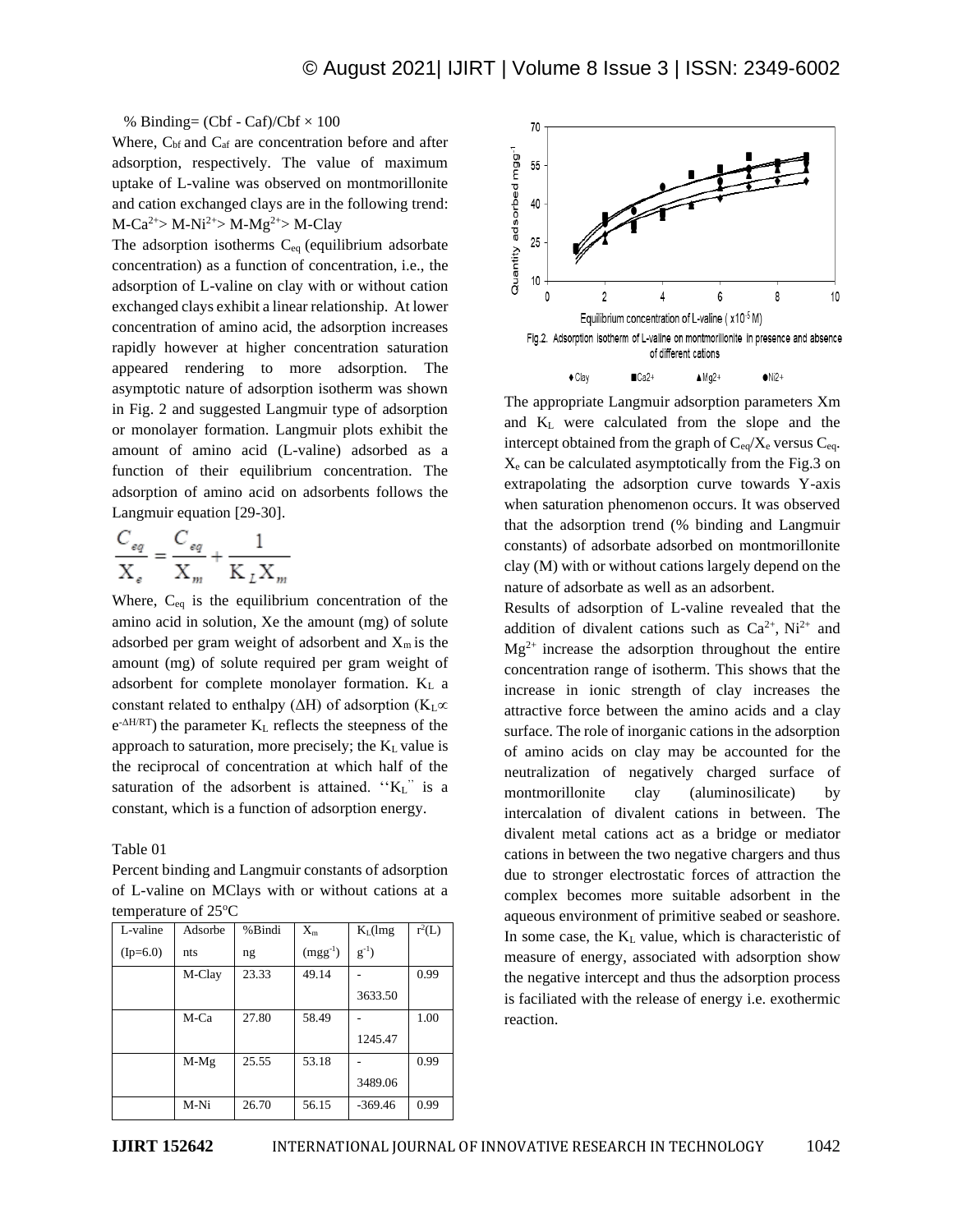% Binding= (Cbf - Caf)/Cbf × 100

Where, $C_{bf}$ and $C_{af}$ are concentration before and after adsorption, respectively. The value of maximum uptake of L-valine was observed on montmorillonite and cation exchanged clays are in the following trend: M-$Ca^{2+}$> M-$Ni^{2+}$> M-$Mg^{2+}$> M-Clay

The adsorption isotherms $C_{eq}$ (equilibrium adsorbate concentration) as a function of concentration, i.e., the adsorption of L-valine on clay with or without cation exchanged clays exhibit a linear relationship. At lower concentration of amino acid, the adsorption increases rapidly however at higher concentration saturation appeared rendering to more adsorption. The asymptotic nature of adsorption isotherm was shown in Fig. 2 and suggested Langmuir type of adsorption or monolayer formation. Langmuir plots exhibit the amount of amino acid (L-valine) adsorbed as a function of their equilibrium concentration. The adsorption of amino acid on adsorbents follows the Langmuir equation [29-30].

$$\frac{C_{eq}}{X_e} = \frac{C_{eq}}{X_m} + \frac{1}{K_L X_m}$$

Where, $C_{eq}$ is the equilibrium concentration of the amino acid in solution, Xe the amount (mg) of solute adsorbed per gram weight of adsorbent and $X_m$ is the amount (mg) of solute required per gram weight of adsorbent for complete monolayer formation. $K_L$ a constant related to enthalpy (ΔH) of adsorption ($K_L \propto e^{-\Delta H/RT}$) the parameter $K_L$ reflects the steepness of the approach to saturation, more precisely; the $K_L$ value is the reciprocal of concentration at which half of the saturation of the adsorbent is attained. ''$K_L$'' is a constant, which is a function of adsorption energy.

Table 01

Percent binding and Langmuir constants of adsorption of L-valine on MClays with or without cations at a temperature of 25°C

| L-valine (Ip=6.0) | Adsorbents | %Binding | $X_m$ $(mgg^{-1})$ | $K_L$(lmg $g^{-1}$) | $r^2$(L) |
|---|---|---|---|---|---|
| | M-Clay | 23.33 | 49.14 | -3633.50 | 0.99 |
| | M-Ca | 27.80 | 58.49 | -1245.47 | 1.00 |
| | M-Mg | 25.55 | 53.18 | -3489.06 | 0.99 |
| | M-Ni | 26.70 | 56.15 | -369.46 | 0.99 |

Fig.2. Adsorption isotherm of L-valine on montmorillonite in presence and absence of different cations

The appropriate Langmuir adsorption parameters Xm and $K_L$ were calculated from the slope and the intercept obtained from the graph of $C_{eq}/X_e$ versus $C_{eq}$. $X_e$ can be calculated asymptotically from the Fig.3 on extrapolating the adsorption curve towards Y-axis when saturation phenomenon occurs. It was observed that the adsorption trend (% binding and Langmuir constants) of adsorbate adsorbed on montmorillonite clay (M) with or without cations largely depend on the nature of adsorbate as well as an adsorbent.

Results of adsorption of L-valine revealed that the addition of divalent cations such as $Ca^{2+}$, $Ni^{2+}$ and $Mg^{2+}$ increase the adsorption throughout the entire concentration range of isotherm. This shows that the increase in ionic strength of clay increases the attractive force between the amino acids and a clay surface. The role of inorganic cations in the adsorption of amino acids on clay may be accounted for the neutralization of negatively charged surface of montmorillonite clay (aluminosilicate) by intercalation of divalent cations in between. The divalent metal cations act as a bridge or mediator cations in between the two negative chargers and thus due to stronger electrostatic forces of attraction the complex becomes more suitable adsorbent in the aqueous environment of primitive seabed or seashore. In some case, the $K_L$ value, which is characteristic of measure of energy, associated with adsorption show the negative intercept and thus the adsorption process is faciliated with the release of energy i.e. exothermic reaction.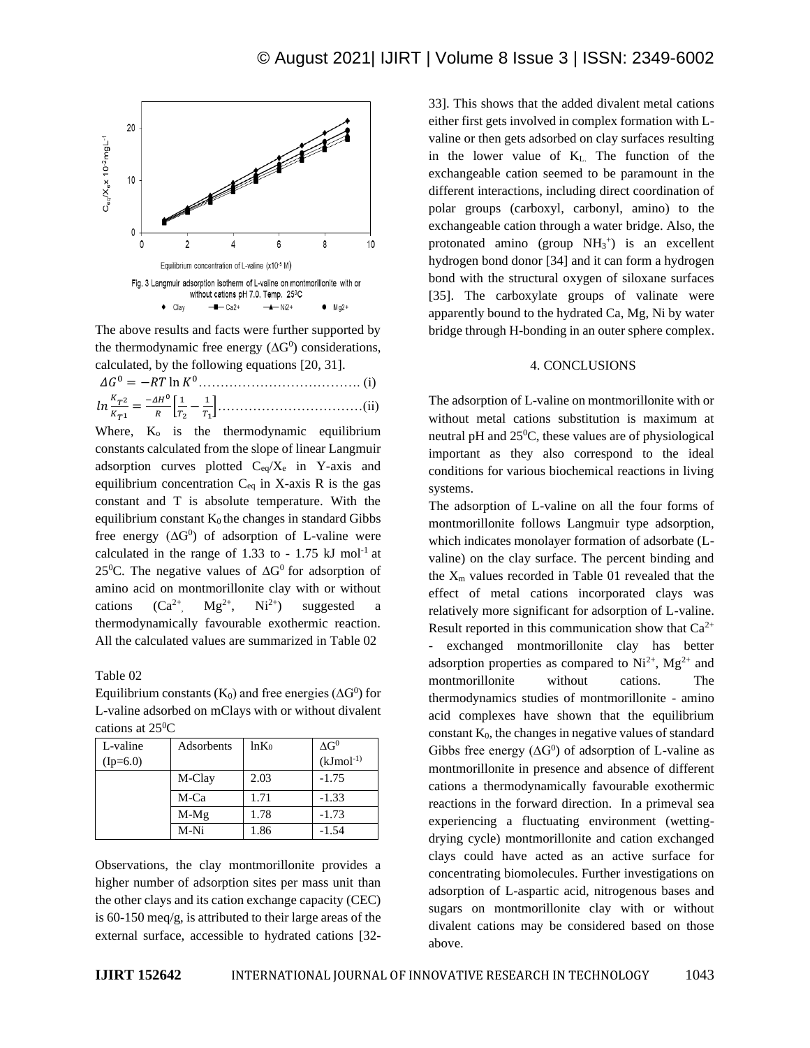Fig. 3 Langmuir adsorption isotherm of L-valine on montmorillonite with or without cations pH 7.0, Temp. 25$^0$C

The above results and facts were further supported by the thermodynamic free energy ($\Delta G^0$) considerations, calculated, by the following equations [20, 31].

$$\Delta G^0 = -RT \ln K^0 \quad \text{(i)}$$

$$\ln \frac{K_{T^2}}{K_{T^1}} = \frac{-\Delta H^0}{R}\left[\frac{1}{T_2} - \frac{1}{T_1}\right] \quad \text{(ii)}$$

Where, $K_o$ is the thermodynamic equilibrium constants calculated from the slope of linear Langmuir adsorption curves plotted $C_{eq}/X_e$ in Y-axis and equilibrium concentration $C_{eq}$ in X-axis R is the gas constant and T is absolute temperature. With the equilibrium constant $K_0$ the changes in standard Gibbs free energy ($\Delta G^0$) of adsorption of L-valine were calculated in the range of 1.33 to - 1.75 kJ mol$^{-1}$ at 25$^0$C. The negative values of $\Delta G^0$ for adsorption of amino acid on montmorillonite clay with or without cations ($Ca^{2+}$, $Mg^{2+}$, $Ni^{2+}$) suggested a thermodynamically favourable exothermic reaction. All the calculated values are summarized in Table 02

Table 02

Equilibrium constants ($K_0$) and free energies ($\Delta G^0$) for L-valine adsorbed on mClays with or without divalent cations at 25$^0$C

| L-valine (Ip=6.0) | Adsorbents | $\ln K_0$ | $\Delta G^0$ (kJmol$^{-1}$) |
|---|---|---|---|
| | M-Clay | 2.03 | -1.75 |
| | M-Ca | 1.71 | -1.33 |
| | M-Mg | 1.78 | -1.73 |
| | M-Ni | 1.86 | -1.54 |

Observations, the clay montmorillonite provides a higher number of adsorption sites per mass unit than the other clays and its cation exchange capacity (CEC) is 60-150 meq/g, is attributed to their large areas of the external surface, accessible to hydrated cations [32-33]. This shows that the added divalent metal cations either first gets involved in complex formation with L-valine or then gets adsorbed on clay surfaces resulting in the lower value of $K_L$. The function of the exchangeable cation seemed to be paramount in the different interactions, including direct coordination of polar groups (carboxyl, carbonyl, amino) to the exchangeable cation through a water bridge. Also, the protonated amino (group $NH_3^+$) is an excellent hydrogen bond donor [34] and it can form a hydrogen bond with the structural oxygen of siloxane surfaces [35]. The carboxylate groups of valinate were apparently bound to the hydrated Ca, Mg, Ni by water bridge through H-bonding in an outer sphere complex.

## 4. CONCLUSIONS

The adsorption of L-valine on montmorillonite with or without metal cations substitution is maximum at neutral pH and 25$^0$C, these values are of physiological important as they also correspond to the ideal conditions for various biochemical reactions in living systems.

The adsorption of L-valine on all the four forms of montmorillonite follows Langmuir type adsorption, which indicates monolayer formation of adsorbate (L-valine) on the clay surface. The percent binding and the $X_m$ values recorded in Table 01 revealed that the effect of metal cations incorporated clays was relatively more significant for adsorption of L-valine. Result reported in this communication show that $Ca^{2+}$ - exchanged montmorillonite clay has better adsorption properties as compared to $Ni^{2+}$, $Mg^{2+}$ and montmorillonite without cations. The thermodynamics studies of montmorillonite - amino acid complexes have shown that the equilibrium constant $K_0$, the changes in negative values of standard Gibbs free energy ($\Delta G^0$) of adsorption of L-valine as montmorillonite in presence and absence of different cations a thermodynamically favourable exothermic reactions in the forward direction. In a primeval sea experiencing a fluctuating environment (wetting-drying cycle) montmorillonite and cation exchanged clays could have acted as an active surface for concentrating biomolecules. Further investigations on adsorption of L-aspartic acid, nitrogenous bases and sugars on montmorillonite clay with or without divalent cations may be considered based on those above.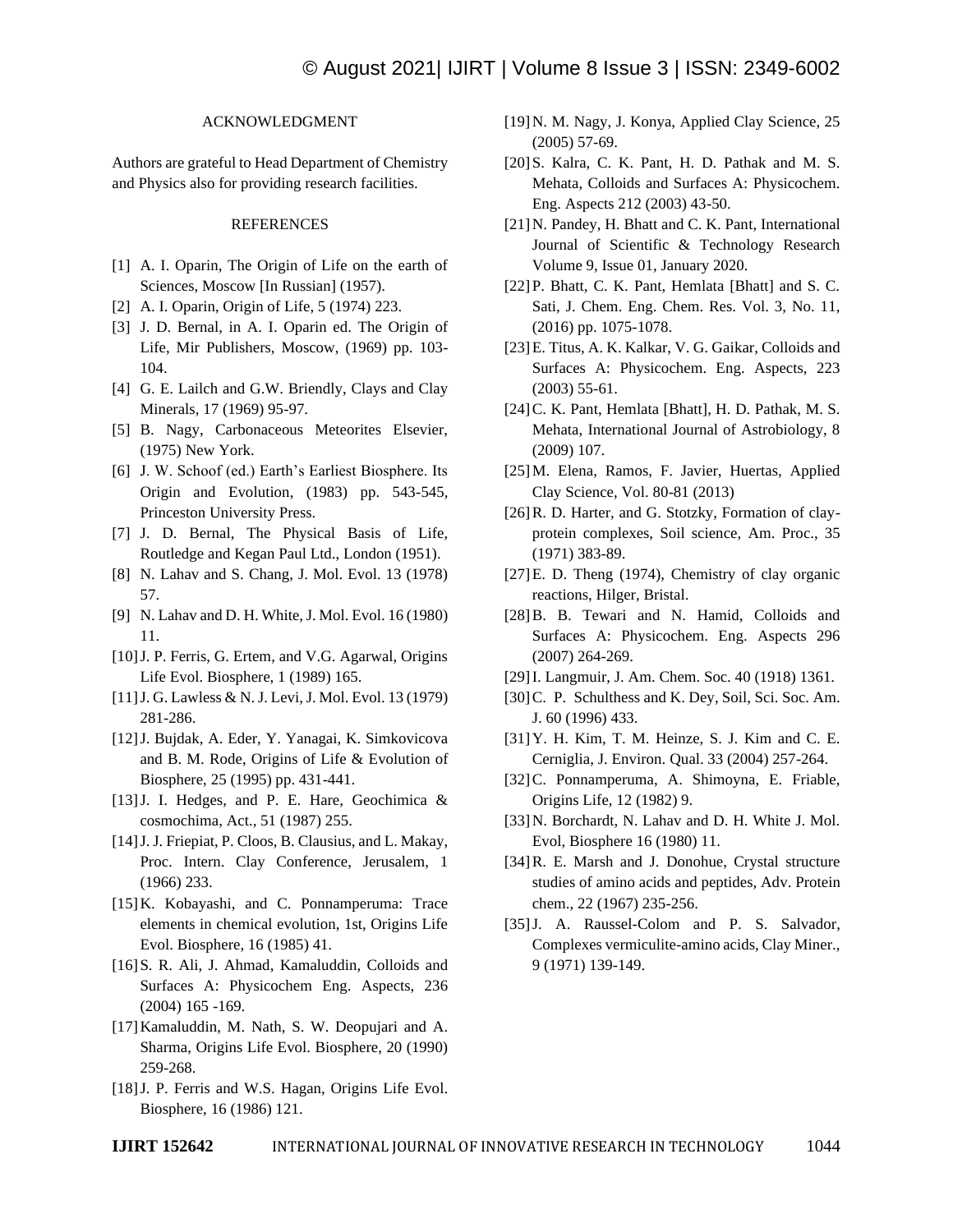## ACKNOWLEDGMENT

Authors are grateful to Head Department of Chemistry and Physics also for providing research facilities.

## REFERENCES

[1] A. I. Oparin, The Origin of Life on the earth of Sciences, Moscow [In Russian] (1957).

[2] A. I. Oparin, Origin of Life, 5 (1974) 223.

[3] J. D. Bernal, in A. I. Oparin ed. The Origin of Life, Mir Publishers, Moscow, (1969) pp. 103-104.

[4] G. E. Lailch and G.W. Briendly, Clays and Clay Minerals, 17 (1969) 95-97.

[5] B. Nagy, Carbonaceous Meteorites Elsevier, (1975) New York.

[6] J. W. Schoof (ed.) Earth's Earliest Biosphere. Its Origin and Evolution, (1983) pp. 543-545, Princeston University Press.

[7] J. D. Bernal, The Physical Basis of Life, Routledge and Kegan Paul Ltd., London (1951).

[8] N. Lahav and S. Chang, J. Mol. Evol. 13 (1978) 57.

[9] N. Lahav and D. H. White, J. Mol. Evol. 16 (1980) 11.

[10] J. P. Ferris, G. Ertem, and V.G. Agarwal, Origins Life Evol. Biosphere, 1 (1989) 165.

[11] J. G. Lawless & N. J. Levi, J. Mol. Evol. 13 (1979) 281-286.

[12] J. Bujdak, A. Eder, Y. Yanagai, K. Simkovicova and B. M. Rode, Origins of Life & Evolution of Biosphere, 25 (1995) pp. 431-441.

[13] J. I. Hedges, and P. E. Hare, Geochimica & cosmochima, Act., 51 (1987) 255.

[14] J. J. Friepiat, P. Cloos, B. Clausius, and L. Makay, Proc. Intern. Clay Conference, Jerusalem, 1 (1966) 233.

[15] K. Kobayashi, and C. Ponnamperuma: Trace elements in chemical evolution, 1st, Origins Life Evol. Biosphere, 16 (1985) 41.

[16] S. R. Ali, J. Ahmad, Kamaluddin, Colloids and Surfaces A: Physicochem Eng. Aspects, 236 (2004) 165 -169.

[17] Kamaluddin, M. Nath, S. W. Deopujari and A. Sharma, Origins Life Evol. Biosphere, 20 (1990) 259-268.

[18] J. P. Ferris and W.S. Hagan, Origins Life Evol. Biosphere, 16 (1986) 121.

[19] N. M. Nagy, J. Konya, Applied Clay Science, 25 (2005) 57-69.

[20] S. Kalra, C. K. Pant, H. D. Pathak and M. S. Mehata, Colloids and Surfaces A: Physicochem. Eng. Aspects 212 (2003) 43-50.

[21] N. Pandey, H. Bhatt and C. K. Pant, International Journal of Scientific & Technology Research Volume 9, Issue 01, January 2020.

[22] P. Bhatt, C. K. Pant, Hemlata [Bhatt] and S. C. Sati, J. Chem. Eng. Chem. Res. Vol. 3, No. 11, (2016) pp. 1075-1078.

[23] E. Titus, A. K. Kalkar, V. G. Gaikar, Colloids and Surfaces A: Physicochem. Eng. Aspects, 223 (2003) 55-61.

[24] C. K. Pant, Hemlata [Bhatt], H. D. Pathak, M. S. Mehata, International Journal of Astrobiology, 8 (2009) 107.

[25] M. Elena, Ramos, F. Javier, Huertas, Applied Clay Science, Vol. 80-81 (2013)

[26] R. D. Harter, and G. Stotzky, Formation of clay-protein complexes, Soil science, Am. Proc., 35 (1971) 383-89.

[27] E. D. Theng (1974), Chemistry of clay organic reactions, Hilger, Bristal.

[28] B. B. Tewari and N. Hamid, Colloids and Surfaces A: Physicochem. Eng. Aspects 296 (2007) 264-269.

[29] I. Langmuir, J. Am. Chem. Soc. 40 (1918) 1361.

[30] C. P. Schulthess and K. Dey, Soil, Sci. Soc. Am. J. 60 (1996) 433.

[31] Y. H. Kim, T. M. Heinze, S. J. Kim and C. E. Cerniglia, J. Environ. Qual. 33 (2004) 257-264.

[32] C. Ponnamperuma, A. Shimoyna, E. Friable, Origins Life, 12 (1982) 9.

[33] N. Borchardt, N. Lahav and D. H. White J. Mol. Evol, Biosphere 16 (1980) 11.

[34] R. E. Marsh and J. Donohue, Crystal structure studies of amino acids and peptides, Adv. Protein chem., 22 (1967) 235-256.

[35] J. A. Raussel-Colom and P. S. Salvador, Complexes vermiculite-amino acids, Clay Miner., 9 (1971) 139-149.